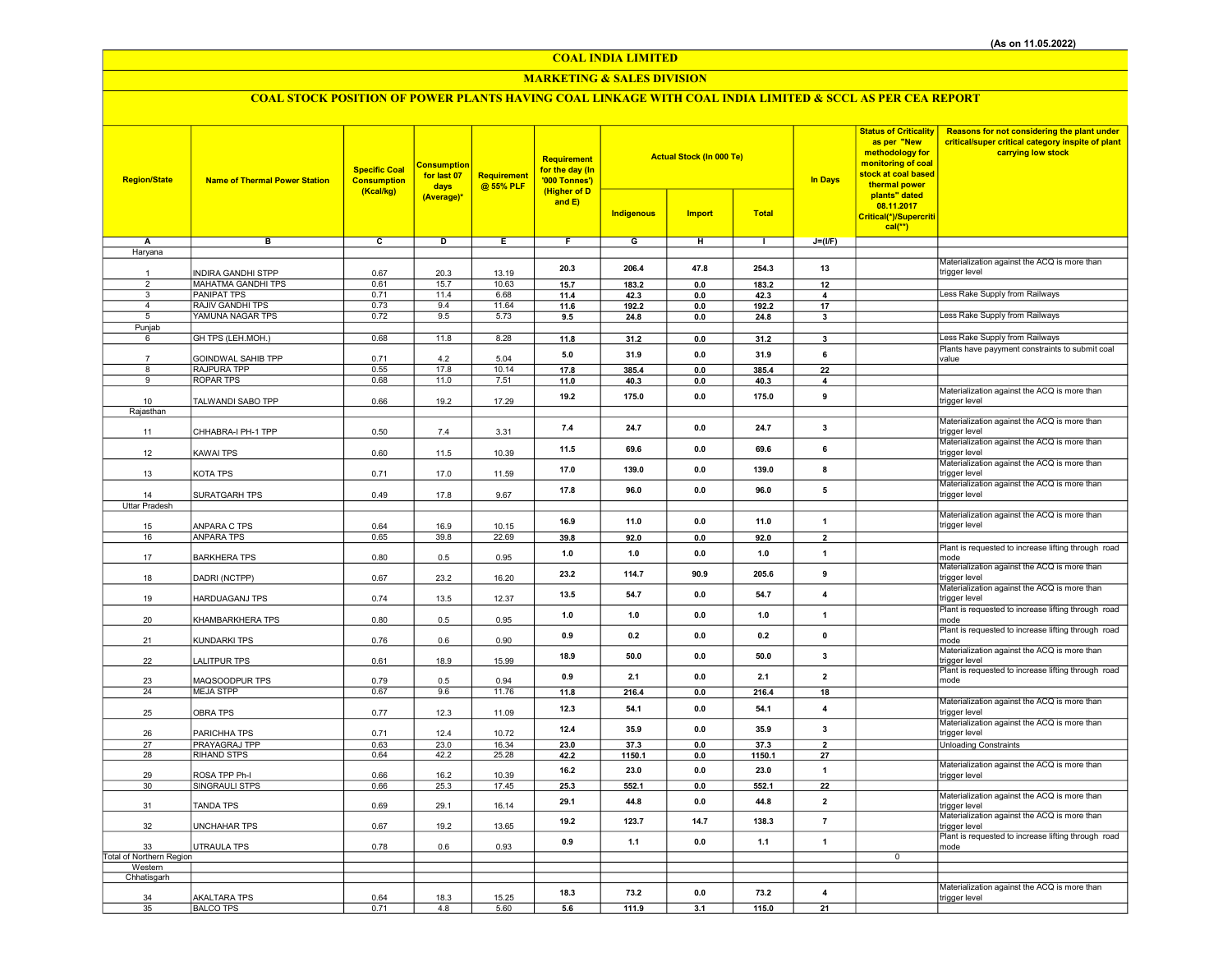(As on 11.05.2022)

# COAL INDIA LIMITED

## MARKETING & SALES DIVISION

### COAL STOCK POSITION OF POWER PLANTS HAVING COAL LINKAGE WITH COAL INDIA LIMITED & SCCL AS PER CEA REPORT

| Region/State | Name of Thermal Power Station | Specific Coal Consumption (Kcal/kg) | Consumption for last 07 days (Average)* | Requirement @ 55% PLF | Requirement for the day (In '000 Tonnes') (Higher of D and E) | Actual Stock (In 000 Te) | | | In Days | Status of Criticality as per "New methodology for monitoring of coal stock at coal based thermal power plants" dated 08.11.2017 Critical(*)/Supercritical(**) | Reasons for not considering the plant under critical/super critical category inspite of plant carrying low stock |
|---|---|---|---|---|---|---|---|---|---|---|---|
| | | | | | | Indigenous | Import | Total | | | |
| A | B | C | D | E | F | G | H | I | J=(I/F) | | |
| Haryana | | | | | | | | | | | |
| 1 | INDIRA GANDHI STPP | 0.67 | 20.3 | 13.19 | 20.3 | 206.4 | 47.8 | 254.3 | 13 | | Materialization against the ACQ is more than trigger level |
| 2 | MAHATMA GANDHI TPS | 0.61 | 15.7 | 10.63 | 15.7 | 183.2 | 0.0 | 183.2 | 12 | | |
| 3 | PANIPAT TPS | 0.71 | 11.4 | 6.68 | 11.4 | 42.3 | 0.0 | 42.3 | 4 | | Less Rake Supply from Railways |
| 4 | RAJIV GANDHI TPS | 0.73 | 9.4 | 11.64 | 11.6 | 192.2 | 0.0 | 192.2 | 17 | | |
| 5 | YAMUNA NAGAR TPS | 0.72 | 9.5 | 5.73 | 9.5 | 24.8 | 0.0 | 24.8 | 3 | | Less Rake Supply from Railways |
| Punjab | | | | | | | | | | | |
| 6 | GH TPS (LEH.MOH.) | 0.68 | 11.8 | 8.28 | 11.8 | 31.2 | 0.0 | 31.2 | 3 | | Less Rake Supply from Railways |
| 7 | GOINDWAL SAHIB TPP | 0.71 | 4.2 | 5.04 | 5.0 | 31.9 | 0.0 | 31.9 | 6 | | Plants have payyment constraints to submit coal value |
| 8 | RAJPURA TPP | 0.55 | 17.8 | 10.14 | 17.8 | 385.4 | 0.0 | 385.4 | 22 | | |
| 9 | ROPAR TPS | 0.68 | 11.0 | 7.51 | 11.0 | 40.3 | 0.0 | 40.3 | 4 | | |
| 10 | TALWANDI SABO TPP | 0.66 | 19.2 | 17.29 | 19.2 | 175.0 | 0.0 | 175.0 | 9 | | Materialization against the ACQ is more than trigger level |
| Rajasthan | | | | | | | | | | | |
| 11 | CHHABRA-I PH-1 TPP | 0.50 | 7.4 | 3.31 | 7.4 | 24.7 | 0.0 | 24.7 | 3 | | Materialization against the ACQ is more than trigger level |
| 12 | KAWAI TPS | 0.60 | 11.5 | 10.39 | 11.5 | 69.6 | 0.0 | 69.6 | 6 | | Materialization against the ACQ is more than trigger level |
| 13 | KOTA TPS | 0.71 | 17.0 | 11.59 | 17.0 | 139.0 | 0.0 | 139.0 | 8 | | Materialization against the ACQ is more than trigger level |
| 14 | SURATGARH TPS | 0.49 | 17.8 | 9.67 | 17.8 | 96.0 | 0.0 | 96.0 | 5 | | Materialization against the ACQ is more than trigger level |
| Uttar Pradesh | | | | | | | | | | | |
| 15 | ANPARA C TPS | 0.64 | 16.9 | 10.15 | 16.9 | 11.0 | 0.0 | 11.0 | 1 | | Materialization against the ACQ is more than trigger level |
| 16 | ANPARA TPS | 0.65 | 39.8 | 22.69 | 39.8 | 92.0 | 0.0 | 92.0 | 2 | | |
| 17 | BARKHERA TPS | 0.80 | 0.5 | 0.95 | 1.0 | 1.0 | 0.0 | 1.0 | 1 | | Plant is requested to increase lifting through road mode |
| 18 | DADRI (NCTPP) | 0.67 | 23.2 | 16.20 | 23.2 | 114.7 | 90.9 | 205.6 | 9 | | Materialization against the ACQ is more than trigger level |
| 19 | HARDUAGANJ TPS | 0.74 | 13.5 | 12.37 | 13.5 | 54.7 | 0.0 | 54.7 | 4 | | Materialization against the ACQ is more than trigger level |
| 20 | KHAMBARKHERA TPS | 0.80 | 0.5 | 0.95 | 1.0 | 1.0 | 0.0 | 1.0 | 1 | | Plant is requested to increase lifting through road mode |
| 21 | KUNDARKI TPS | 0.76 | 0.6 | 0.90 | 0.9 | 0.2 | 0.0 | 0.2 | 0 | | Plant is requested to increase lifting through road mode |
| 22 | LALITPUR TPS | 0.61 | 18.9 | 15.99 | 18.9 | 50.0 | 0.0 | 50.0 | 3 | | Materialization against the ACQ is more than trigger level |
| 23 | MAQSOODPUR TPS | 0.79 | 0.5 | 0.94 | 0.9 | 2.1 | 0.0 | 2.1 | 2 | | Plant is requested to increase lifting through road mode |
| 24 | MEJA STPP | 0.67 | 9.6 | 11.76 | 11.8 | 216.4 | 0.0 | 216.4 | 18 | | |
| 25 | OBRA TPS | 0.77 | 12.3 | 11.09 | 12.3 | 54.1 | 0.0 | 54.1 | 4 | | Materialization against the ACQ is more than trigger level |
| 26 | PARICHHA TPS | 0.71 | 12.4 | 10.72 | 12.4 | 35.9 | 0.0 | 35.9 | 3 | | Materialization against the ACQ is more than trigger level |
| 27 | PRAYAGRAJ TPP | 0.63 | 23.0 | 16.34 | 23.0 | 37.3 | 0.0 | 37.3 | 2 | | Unloading Constraints |
| 28 | RIHAND STPS | 0.64 | 42.2 | 25.28 | 42.2 | 1150.1 | 0.0 | 1150.1 | 27 | | |
| 29 | ROSA TPP Ph-I | 0.66 | 16.2 | 10.39 | 16.2 | 23.0 | 0.0 | 23.0 | 1 | | Materialization against the ACQ is more than trigger level |
| 30 | SINGRAULI STPS | 0.66 | 25.3 | 17.45 | 25.3 | 552.1 | 0.0 | 552.1 | 22 | | |
| 31 | TANDA TPS | 0.69 | 29.1 | 16.14 | 29.1 | 44.8 | 0.0 | 44.8 | 2 | | Materialization against the ACQ is more than trigger level |
| 32 | UNCHAHAR TPS | 0.67 | 19.2 | 13.65 | 19.2 | 123.7 | 14.7 | 138.3 | 7 | | Materialization against the ACQ is more than trigger level |
| 33 | UTRAULA TPS | 0.78 | 0.6 | 0.93 | 0.9 | 1.1 | 0.0 | 1.1 | 1 | | Plant is requested to increase lifting through road mode |
| Total of Northern Region | | | | | | | | | | 0 | |
| Western | | | | | | | | | | | |
| Chhatisgarh | | | | | | | | | | | |
| 34 | AKALTARA TPS | 0.64 | 18.3 | 15.25 | 18.3 | 73.2 | 0.0 | 73.2 | 4 | | Materialization against the ACQ is more than trigger level |
| 35 | BALCO TPS | 0.71 | 4.8 | 5.60 | 5.6 | 111.9 | 3.1 | 115.0 | 21 | | |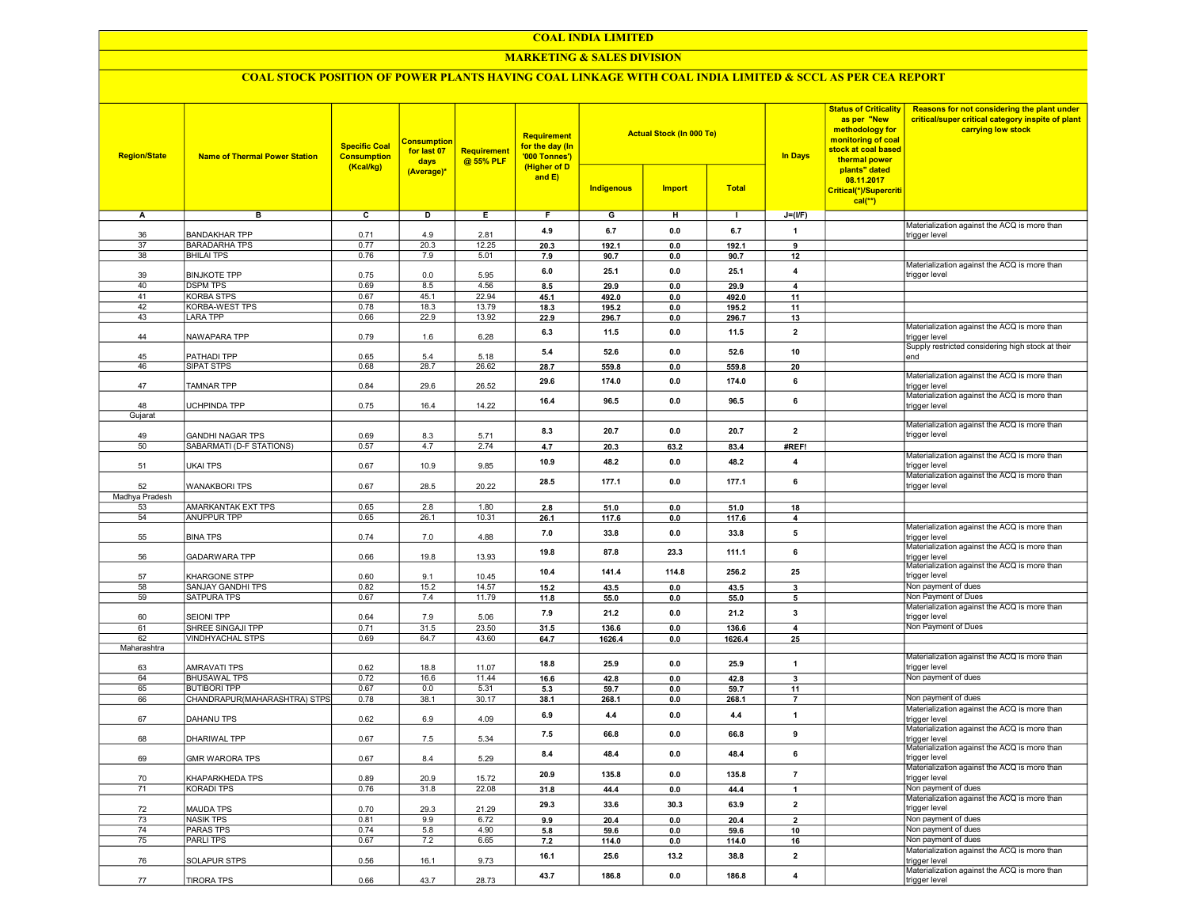# COAL INDIA LIMITED

## MARKETING & SALES DIVISION

### COAL STOCK POSITION OF POWER PLANTS HAVING COAL LINKAGE WITH COAL INDIA LIMITED & SCCL AS PER CEA REPORT

| Region/State | Name of Thermal Power Station | Specific Coal Consumption (Kcal/kg) | Consumption for last 07 days (Average)* | Requirement @ 55% PLF | Requirement for the day (In '000 Tonnes') (Higher of D and E) | Actual Stock (In 000 Te) | | | In Days | Status of Criticality as per "New methodology for monitoring of coal stock at coal based thermal power plants" dated 08.11.2017 Critical(*)/Supercritical(**) | Reasons for not considering the plant under critical/super critical category inspite of plant carrying low stock |
|---|---|---|---|---|---|---|---|---|---|---|---|
| | | | | | | Indigenous | Import | Total | | | |
| A | B | C | D | E | F | G | H | I | J=(I/F) | | |
| 36 | BANDAKHAR TPP | 0.71 | 4.9 | 2.81 | 4.9 | 6.7 | 0.0 | 6.7 | 1 | | Materialization against the ACQ is more than trigger level |
| 37 | BARADARHA TPS | 0.77 | 20.3 | 12.25 | 20.3 | 192.1 | 0.0 | 192.1 | 9 | | |
| 38 | BHILAI TPS | 0.76 | 7.9 | 5.01 | 7.9 | 90.7 | 0.0 | 90.7 | 12 | | |
| 39 | BINJKOTE TPP | 0.75 | 0.0 | 5.95 | 6.0 | 25.1 | 0.0 | 25.1 | 4 | | Materialization against the ACQ is more than trigger level |
| 40 | DSPM TPS | 0.69 | 8.5 | 4.56 | 8.5 | 29.9 | 0.0 | 29.9 | 4 | | |
| 41 | KORBA STPS | 0.67 | 45.1 | 22.94 | 45.1 | 492.0 | 0.0 | 492.0 | 11 | | |
| 42 | KORBA-WEST TPS | 0.78 | 18.3 | 13.79 | 18.3 | 195.2 | 0.0 | 195.2 | 11 | | |
| 43 | LARA TPP | 0.66 | 22.9 | 13.92 | 22.9 | 296.7 | 0.0 | 296.7 | 13 | | |
| 44 | NAWAPARA TPP | 0.79 | 1.6 | 6.28 | 6.3 | 11.5 | 0.0 | 11.5 | 2 | | Materialization against the ACQ is more than trigger level |
| 45 | PATHADI TPP | 0.65 | 5.4 | 5.18 | 5.4 | 52.6 | 0.0 | 52.6 | 10 | | Supply restricted considering high stock at their end |
| 46 | SIPAT STPS | 0.68 | 28.7 | 26.62 | 28.7 | 559.8 | 0.0 | 559.8 | 20 | | |
| 47 | TAMNAR TPP | 0.84 | 29.6 | 26.52 | 29.6 | 174.0 | 0.0 | 174.0 | 6 | | Materialization against the ACQ is more than trigger level |
| 48 | UCHPINDA TPP | 0.75 | 16.4 | 14.22 | 16.4 | 96.5 | 0.0 | 96.5 | 6 | | Materialization against the ACQ is more than trigger level |
| Gujarat | | | | | | | | | | | |
| 49 | GANDHI NAGAR TPS | 0.69 | 8.3 | 5.71 | 8.3 | 20.7 | 0.0 | 20.7 | 2 | | Materialization against the ACQ is more than trigger level |
| 50 | SABARMATI (D-F STATIONS) | 0.57 | 4.7 | 2.74 | 4.7 | 20.3 | 63.2 | 83.4 | #REF! | | |
| 51 | UKAI TPS | 0.67 | 10.9 | 9.85 | 10.9 | 48.2 | 0.0 | 48.2 | 4 | | Materialization against the ACQ is more than trigger level |
| 52 | WANAKBORI TPS | 0.67 | 28.5 | 20.22 | 28.5 | 177.1 | 0.0 | 177.1 | 6 | | Materialization against the ACQ is more than trigger level |
| Madhya Pradesh | | | | | | | | | | | |
| 53 | AMARKANTAK EXT TPS | 0.65 | 2.8 | 1.80 | 2.8 | 51.0 | 0.0 | 51.0 | 18 | | |
| 54 | ANUPPUR TPP | 0.65 | 26.1 | 10.31 | 26.1 | 117.6 | 0.0 | 117.6 | 4 | | |
| 55 | BINA TPS | 0.74 | 7.0 | 4.88 | 7.0 | 33.8 | 0.0 | 33.8 | 5 | | Materialization against the ACQ is more than trigger level |
| 56 | GADARWARA TPP | 0.66 | 19.8 | 13.93 | 19.8 | 87.8 | 23.3 | 111.1 | 6 | | Materialization against the ACQ is more than trigger level |
| 57 | KHARGONE STPP | 0.60 | 9.1 | 10.45 | 10.4 | 141.4 | 114.8 | 256.2 | 25 | | Materialization against the ACQ is more than trigger level |
| 58 | SANJAY GANDHI TPS | 0.82 | 15.2 | 14.57 | 15.2 | 43.5 | 0.0 | 43.5 | 3 | | Non payment of dues |
| 59 | SATPURA TPS | 0.67 | 7.4 | 11.79 | 11.8 | 55.0 | 0.0 | 55.0 | 5 | | Non Payment of Dues |
| 60 | SEIONI TPP | 0.64 | 7.9 | 5.06 | 7.9 | 21.2 | 0.0 | 21.2 | 3 | | Materialization against the ACQ is more than trigger level |
| 61 | SHREE SINGAJI TPP | 0.71 | 31.5 | 23.50 | 31.5 | 136.6 | 0.0 | 136.6 | 4 | | Non Payment of Dues |
| 62 | VINDHYACHAL STPS | 0.69 | 64.7 | 43.60 | 64.7 | 1626.4 | 0.0 | 1626.4 | 25 | | |
| Maharashtra | | | | | | | | | | | |
| 63 | AMRAVATI TPS | 0.62 | 18.8 | 11.07 | 18.8 | 25.9 | 0.0 | 25.9 | 1 | | Materialization against the ACQ is more than trigger level |
| 64 | BHUSAWAL TPS | 0.72 | 16.6 | 11.44 | 16.6 | 42.8 | 0.0 | 42.8 | 3 | | Non payment of dues |
| 65 | BUTIBORI TPP | 0.67 | 0.0 | 5.31 | 5.3 | 59.7 | 0.0 | 59.7 | 11 | | |
| 66 | CHANDRAPUR(MAHARASHTRA) STPS | 0.78 | 38.1 | 30.17 | 38.1 | 268.1 | 0.0 | 268.1 | 7 | | Non payment of dues |
| 67 | DAHANU TPS | 0.62 | 6.9 | 4.09 | 6.9 | 4.4 | 0.0 | 4.4 | 1 | | Materialization against the ACQ is more than trigger level |
| 68 | DHARIWAL TPP | 0.67 | 7.5 | 5.34 | 7.5 | 66.8 | 0.0 | 66.8 | 9 | | Materialization against the ACQ is more than trigger level |
| 69 | GMR WARORA TPS | 0.67 | 8.4 | 5.29 | 8.4 | 48.4 | 0.0 | 48.4 | 6 | | Materialization against the ACQ is more than trigger level |
| 70 | KHAPARKHEDA TPS | 0.89 | 20.9 | 15.72 | 20.9 | 135.8 | 0.0 | 135.8 | 7 | | Materialization against the ACQ is more than trigger level |
| 71 | KORADI TPS | 0.76 | 31.8 | 22.08 | 31.8 | 44.4 | 0.0 | 44.4 | 1 | | Non payment of dues |
| 72 | MAUDA TPS | 0.70 | 29.3 | 21.29 | 29.3 | 33.6 | 30.3 | 63.9 | 2 | | Materialization against the ACQ is more than trigger level |
| 73 | NASIK TPS | 0.81 | 9.9 | 6.72 | 9.9 | 20.4 | 0.0 | 20.4 | 2 | | Non payment of dues |
| 74 | PARAS TPS | 0.74 | 5.8 | 4.90 | 5.8 | 59.6 | 0.0 | 59.6 | 10 | | Non payment of dues |
| 75 | PARLI TPS | 0.67 | 7.2 | 6.65 | 7.2 | 114.0 | 0.0 | 114.0 | 16 | | Non payment of dues |
| 76 | SOLAPUR STPS | 0.56 | 16.1 | 9.73 | 16.1 | 25.6 | 13.2 | 38.8 | 2 | | Materialization against the ACQ is more than trigger level |
| 77 | TIRORA TPS | 0.66 | 43.7 | 28.73 | 43.7 | 186.8 | 0.0 | 186.8 | 4 | | Materialization against the ACQ is more than trigger level |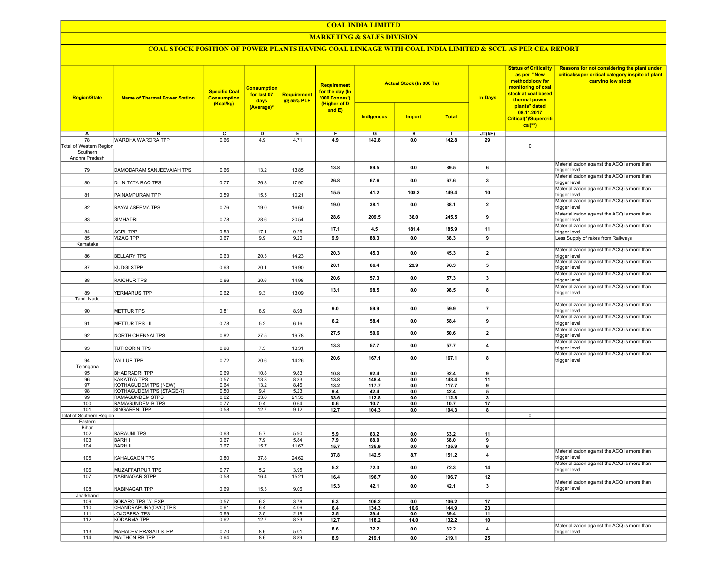# COAL INDIA LIMITED

## MARKETING & SALES DIVISION

### COAL STOCK POSITION OF POWER PLANTS HAVING COAL LINKAGE WITH COAL INDIA LIMITED & SCCL AS PER CEA REPORT

| Region/State | Name of Thermal Power Station | Specific Coal Consumption (Kcal/kg) | Consumption for last 07 days (Average)* | Requirement @ 55% PLF | Requirement for the day (In '000 Tonnes') (Higher of D and E) | Actual Stock (In 000 Te) | | | In Days | Status of Criticality as per "New methodology for monitoring of coal stock at coal based thermal power plants" dated 08.11.2017 Critical(*)/Supercritical(**) | Reasons for not considering the plant under critical/super critical category inspite of plant carrying low stock |
|---|---|---|---|---|---|---|---|---|---|---|---|
| | | | | | | Indigenous | Import | Total | | | |
| A | B | C | D | E | F | G | H | I | J=(I/F) | | |
| 78 | WARDHA WARORA TPP | 0.66 | 4.9 | 4.71 | 4.9 | 142.8 | 0.0 | 142.8 | 29 | | |
| Total of Western Region | | | | | | | | | | 0 | |
| Southern | | | | | | | | | | | |
| Andhra Pradesh | | | | | | | | | | | |
| 79 | DAMODARAM SANJEEVAIAH TPS | 0.66 | 13.2 | 13.85 | 13.8 | 89.5 | 0.0 | 89.5 | 6 | | Materialization against the ACQ is more than trigger level |
| 80 | Dr. N.TATA RAO TPS | 0.77 | 26.8 | 17.90 | 26.8 | 67.6 | 0.0 | 67.6 | 3 | | Materialization against the ACQ is more than trigger level |
| 81 | PAINAMPURAM TPP | 0.59 | 15.5 | 10.21 | 15.5 | 41.2 | 108.2 | 149.4 | 10 | | Materialization against the ACQ is more than trigger level |
| 82 | RAYALASEEMA TPS | 0.76 | 19.0 | 16.60 | 19.0 | 38.1 | 0.0 | 38.1 | 2 | | Materialization against the ACQ is more than trigger level |
| 83 | SIMHADRI | 0.78 | 28.6 | 20.54 | 28.6 | 209.5 | 36.0 | 245.5 | 9 | | Materialization against the ACQ is more than trigger level |
| 84 | SGPL TPP | 0.53 | 17.1 | 9.26 | 17.1 | 4.5 | 181.4 | 185.9 | 11 | | Materialization against the ACQ is more than trigger level |
| 85 | VIZAG TPP | 0.67 | 9.9 | 9.20 | 9.9 | 88.3 | 0.0 | 88.3 | 9 | | Less Supply of rakes from Railways |
| Karnataka | | | | | | | | | | | |
| 86 | BELLARY TPS | 0.63 | 20.3 | 14.23 | 20.3 | 45.3 | 0.0 | 45.3 | 2 | | Materialization against the ACQ is more than trigger level |
| 87 | KUDGI STPP | 0.63 | 20.1 | 19.90 | 20.1 | 66.4 | 29.9 | 96.3 | 5 | | Materialization against the ACQ is more than trigger level |
| 88 | RAICHUR TPS | 0.66 | 20.6 | 14.98 | 20.6 | 57.3 | 0.0 | 57.3 | 3 | | Materialization against the ACQ is more than trigger level |
| 89 | YERMARUS TPP | 0.62 | 9.3 | 13.09 | 13.1 | 98.5 | 0.0 | 98.5 | 8 | | Materialization against the ACQ is more than trigger level |
| Tamil Nadu | | | | | | | | | | | |
| 90 | METTUR TPS | 0.81 | 8.9 | 8.98 | 9.0 | 59.9 | 0.0 | 59.9 | 7 | | Materialization against the ACQ is more than trigger level |
| 91 | METTUR TPS - II | 0.78 | 5.2 | 6.16 | 6.2 | 58.4 | 0.0 | 58.4 | 9 | | Materialization against the ACQ is more than trigger level |
| 92 | NORTH CHENNAI TPS | 0.82 | 27.5 | 19.78 | 27.5 | 50.6 | 0.0 | 50.6 | 2 | | Materialization against the ACQ is more than trigger level |
| 93 | TUTICORIN TPS | 0.96 | 7.3 | 13.31 | 13.3 | 57.7 | 0.0 | 57.7 | 4 | | Materialization against the ACQ is more than trigger level |
| 94 | VALLUR TPP | 0.72 | 20.6 | 14.26 | 20.6 | 167.1 | 0.0 | 167.1 | 8 | | Materialization against the ACQ is more than trigger level |
| Telangana | | | | | | | | | | | |
| 95 | BHADRADRI TPP | 0.69 | 10.8 | 9.83 | 10.8 | 92.4 | 0.0 | 92.4 | 9 | | |
| 96 | KAKATIYA TPS | 0.57 | 13.8 | 8.33 | 13.8 | 148.4 | 0.0 | 148.4 | 11 | | |
| 97 | KOTHAGUDEM TPS (NEW) | 0.64 | 13.2 | 8.46 | 13.2 | 117.7 | 0.0 | 117.7 | 9 | | |
| 98 | KOTHAGUDEM TPS (STAGE-7) | 0.50 | 9.4 | 5.23 | 9.4 | 42.4 | 0.0 | 42.4 | 5 | | |
| 99 | RAMAGUNDEM STPS | 0.62 | 33.6 | 21.33 | 33.6 | 112.8 | 0.0 | 112.8 | 3 | | |
| 100 | RAMAGUNDEM-B TPS | 0.77 | 0.4 | 0.64 | 0.6 | 10.7 | 0.0 | 10.7 | 17 | | |
| 101 | SINGARENI TPP | 0.58 | 12.7 | 9.12 | 12.7 | 104.3 | 0.0 | 104.3 | 8 | | |
| Total of Southern Region | | | | | | | | | | 0 | |
| Eastern | | | | | | | | | | | |
| Bihar | | | | | | | | | | | |
| 102 | BARAUNI TPS | 0.63 | 5.7 | 5.90 | 5.9 | 63.2 | 0.0 | 63.2 | 11 | | |
| 103 | BARH I | 0.67 | 7.9 | 5.84 | 7.9 | 68.0 | 0.0 | 68.0 | 9 | | |
| 104 | BARH II | 0.67 | 15.7 | 11.67 | 15.7 | 135.9 | 0.0 | 135.9 | 9 | | |
| 105 | KAHALGAON TPS | 0.80 | 37.8 | 24.62 | 37.8 | 142.5 | 8.7 | 151.2 | 4 | | Materialization against the ACQ is more than trigger level |
| 106 | MUZAFFARPUR TPS | 0.77 | 5.2 | 3.95 | 5.2 | 72.3 | 0.0 | 72.3 | 14 | | Materialization against the ACQ is more than trigger level |
| 107 | NABINAGAR STPP | 0.58 | 16.4 | 15.21 | 16.4 | 196.7 | 0.0 | 196.7 | 12 | | |
| 108 | NABINAGAR TPP | 0.69 | 15.3 | 9.06 | 15.3 | 42.1 | 0.0 | 42.1 | 3 | | Materialization against the ACQ is more than trigger level |
| Jharkhand | | | | | | | | | | | |
| 109 | BOKARO TPS `A` EXP | 0.57 | 6.3 | 3.78 | 6.3 | 106.2 | 0.0 | 106.2 | 17 | | |
| 110 | CHANDRAPURA(DVC) TPS | 0.61 | 6.4 | 4.06 | 6.4 | 134.3 | 10.6 | 144.9 | 23 | | |
| 111 | JOJOBERA TPS | 0.69 | 3.5 | 2.18 | 3.5 | 39.4 | 0.0 | 39.4 | 11 | | |
| 112 | KODARMA TPP | 0.62 | 12.7 | 8.23 | 12.7 | 118.2 | 14.0 | 132.2 | 10 | | |
| 113 | MAHADEV PRASAD STPP | 0.70 | 8.6 | 5.01 | 8.6 | 32.2 | 0.0 | 32.2 | 4 | | Materialization against the ACQ is more than trigger level |
| 114 | MAITHON RB TPP | 0.64 | 8.6 | 8.89 | 8.9 | 219.1 | 0.0 | 219.1 | 25 | | |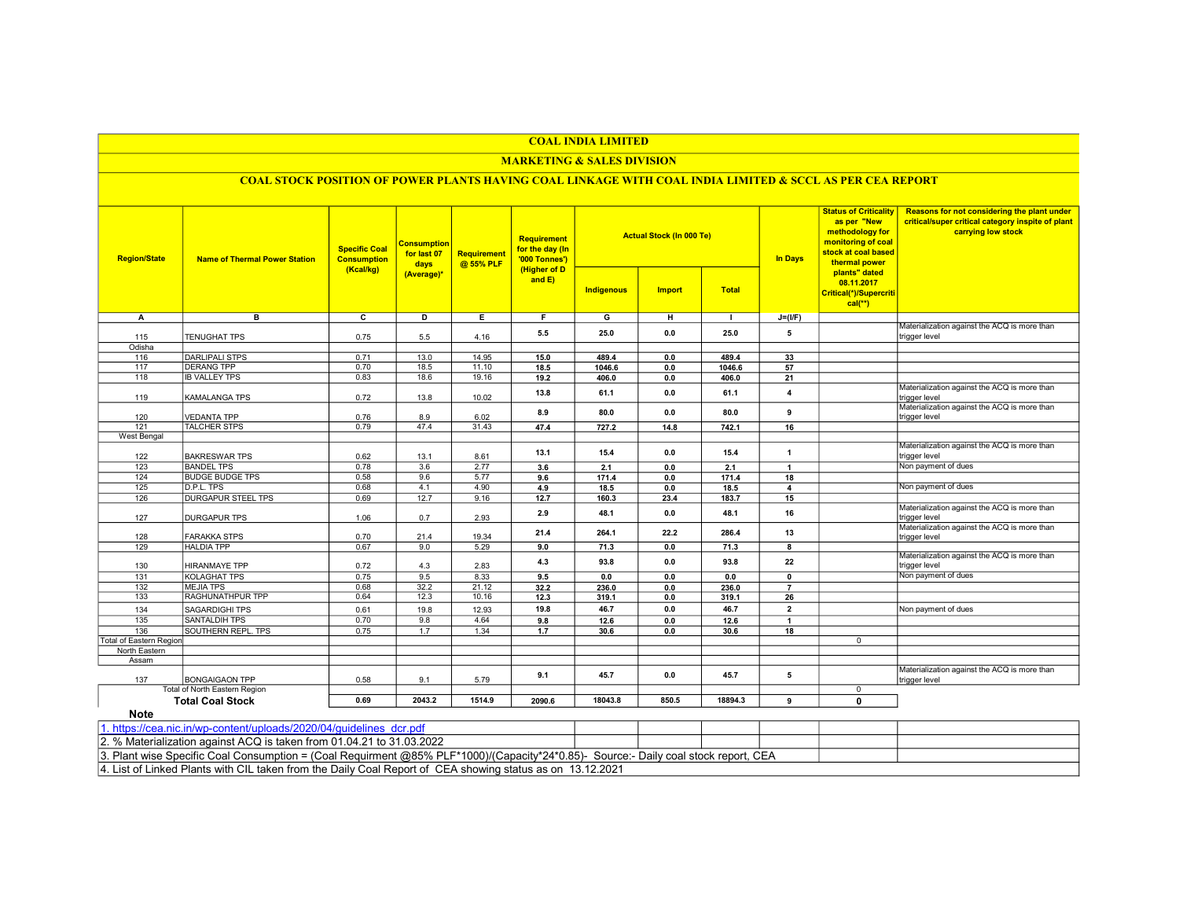# COAL INDIA LIMITED

## MARKETING & SALES DIVISION

### COAL STOCK POSITION OF POWER PLANTS HAVING COAL LINKAGE WITH COAL INDIA LIMITED & SCCL AS PER CEA REPORT

| Region/State | Name of Thermal Power Station | Specific Coal Consumption (Kcal/kg) | Consumption for last 07 days (Average)* | Requirement @ 55% PLF | Requirement for the day (In '000 Tonnes') (Higher of D and E) | Actual Stock (In 000 Te) | | | In Days | Status of Criticality as per "New methodology for monitoring of coal stock at coal based thermal power plants" dated 08.11.2017 Critical(*)/Supercritical(**) | Reasons for not considering the plant under critical/super critical category inspite of plant carrying low stock |
|---|---|---|---|---|---|---|---|---|---|---|---|
| | | | | | | Indigenous | Import | Total | | | |
| A | B | C | D | E | F | G | H | I | J=(I/F) | | |
| 115 | TENUGHAT TPS | 0.75 | 5.5 | 4.16 | 5.5 | 25.0 | 0.0 | 25.0 | 5 | | Materialization against the ACQ is more than trigger level |
| Odisha | | | | | | | | | | | |
| 116 | DARLIPALI STPS | 0.71 | 13.0 | 14.95 | 15.0 | 489.4 | 0.0 | 489.4 | 33 | | |
| 117 | DERANG TPP | 0.70 | 18.5 | 11.10 | 18.5 | 1046.6 | 0.0 | 1046.6 | 57 | | |
| 118 | IB VALLEY TPS | 0.83 | 18.6 | 19.16 | 19.2 | 406.0 | 0.0 | 406.0 | 21 | | |
| 119 | KAMALANGA TPS | 0.72 | 13.8 | 10.02 | 13.8 | 61.1 | 0.0 | 61.1 | 4 | | Materialization against the ACQ is more than trigger level |
| 120 | VEDANTA TPP | 0.76 | 8.9 | 6.02 | 8.9 | 80.0 | 0.0 | 80.0 | 9 | | Materialization against the ACQ is more than trigger level |
| 121 | TALCHER STPS | 0.79 | 47.4 | 31.43 | 47.4 | 727.2 | 14.8 | 742.1 | 16 | | |
| West Bengal | | | | | | | | | | | |
| 122 | BAKRESWAR TPS | 0.62 | 13.1 | 8.61 | 13.1 | 15.4 | 0.0 | 15.4 | 1 | | Materialization against the ACQ is more than trigger level |
| 123 | BANDEL TPS | 0.78 | 3.6 | 2.77 | 3.6 | 2.1 | 0.0 | 2.1 | 1 | | Non payment of dues |
| 124 | BUDGE BUDGE TPS | 0.58 | 9.6 | 5.77 | 9.6 | 171.4 | 0.0 | 171.4 | 18 | | |
| 125 | D.P.L. TPS | 0.68 | 4.1 | 4.90 | 4.9 | 18.5 | 0.0 | 18.5 | 4 | | Non payment of dues |
| 126 | DURGAPUR STEEL TPS | 0.69 | 12.7 | 9.16 | 12.7 | 160.3 | 23.4 | 183.7 | 15 | | |
| 127 | DURGAPUR TPS | 1.06 | 0.7 | 2.93 | 2.9 | 48.1 | 0.0 | 48.1 | 16 | | Materialization against the ACQ is more than trigger level |
| 128 | FARAKKA STPS | 0.70 | 21.4 | 19.34 | 21.4 | 264.1 | 22.2 | 286.4 | 13 | | Materialization against the ACQ is more than trigger level |
| 129 | HALDIA TPP | 0.67 | 9.0 | 5.29 | 9.0 | 71.3 | 0.0 | 71.3 | 8 | | |
| 130 | HIRANMAYE TPP | 0.72 | 4.3 | 2.83 | 4.3 | 93.8 | 0.0 | 93.8 | 22 | | Materialization against the ACQ is more than trigger level |
| 131 | KOLAGHAT TPS | 0.75 | 9.5 | 8.33 | 9.5 | 0.0 | 0.0 | 0.0 | 0 | | Non payment of dues |
| 132 | MEJIA TPS | 0.68 | 32.2 | 21.12 | 32.2 | 236.0 | 0.0 | 236.0 | 7 | | |
| 133 | RAGHUNATHPUR TPP | 0.64 | 12.3 | 10.16 | 12.3 | 319.1 | 0.0 | 319.1 | 26 | | |
| 134 | SAGARDIGHI TPS | 0.61 | 19.8 | 12.93 | 19.8 | 46.7 | 0.0 | 46.7 | 2 | | Non payment of dues |
| 135 | SANTALDIH TPS | 0.70 | 9.8 | 4.64 | 9.8 | 12.6 | 0.0 | 12.6 | 1 | | |
| 136 | SOUTHERN REPL. TPS | 0.75 | 1.7 | 1.34 | 1.7 | 30.6 | 0.0 | 30.6 | 18 | | |
| Total of Eastern Region | | | | | | | | | | 0 | |
| North Eastern | | | | | | | | | | | |
| Assam | | | | | | | | | | | |
| 137 | BONGAIGAON TPP | 0.58 | 9.1 | 5.79 | 9.1 | 45.7 | 0.0 | 45.7 | 5 | | Materialization against the ACQ is more than trigger level |
| Total of North Eastern Region | | | | | | | | | | 0 | |
| **Total Coal Stock** | | 0.69 | 2043.2 | 1514.9 | 2090.6 | 18043.8 | 850.5 | 18894.3 | 9 | 0 | |

**Note**

1. https://cea.nic.in/wp-content/uploads/2020/04/guidelines_dcr.pdf
2. % Materialization against ACQ is taken from 01.04.21 to 31.03.2022
3. Plant wise Specific Coal Consumption = (Coal Requirment @85% PLF*1000)/(Capacity*24*0.85)- Source:- Daily coal stock report, CEA
4. List of Linked Plants with CIL taken from the Daily Coal Report of CEA showing status as on 13.12.2021